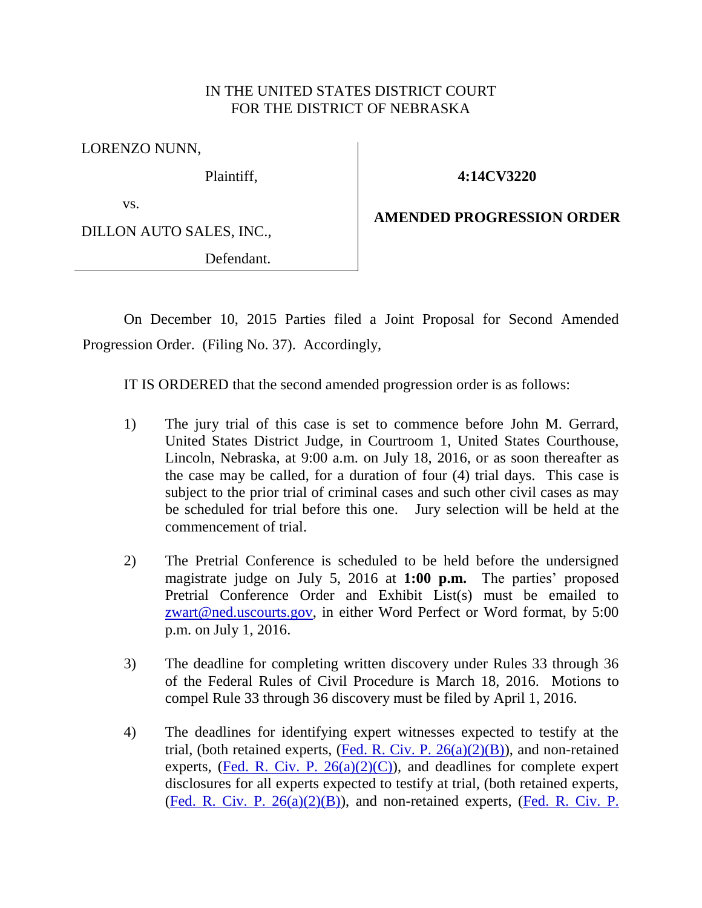IN THE UNITED STATES DISTRICT COURT
FOR THE DISTRICT OF NEBRASKA

| | |
|---|---|
| LORENZO NUNN, Plaintiff, vs. DILLON AUTO SALES, INC., Defendant. | **4:14CV3220** **AMENDED PROGRESSION ORDER** |

On December 10, 2015 Parties filed a Joint Proposal for Second Amended Progression Order. (Filing No. 37). Accordingly,

IT IS ORDERED that the second amended progression order is as follows:

1) The jury trial of this case is set to commence before John M. Gerrard, United States District Judge, in Courtroom 1, United States Courthouse, Lincoln, Nebraska, at 9:00 a.m. on July 18, 2016, or as soon thereafter as the case may be called, for a duration of four (4) trial days. This case is subject to the prior trial of criminal cases and such other civil cases as may be scheduled for trial before this one. Jury selection will be held at the commencement of trial.

2) The Pretrial Conference is scheduled to be held before the undersigned magistrate judge on July 5, 2016 at **1:00 p.m.** The parties' proposed Pretrial Conference Order and Exhibit List(s) must be emailed to zwart@ned.uscourts.gov, in either Word Perfect or Word format, by 5:00 p.m. on July 1, 2016.

3) The deadline for completing written discovery under Rules 33 through 36 of the Federal Rules of Civil Procedure is March 18, 2016. Motions to compel Rule 33 through 36 discovery must be filed by April 1, 2016.

4) The deadlines for identifying expert witnesses expected to testify at the trial, (both retained experts, (Fed. R. Civ. P. 26(a)(2)(B)), and non-retained experts, (Fed. R. Civ. P. 26(a)(2)(C)), and deadlines for complete expert disclosures for all experts expected to testify at trial, (both retained experts, (Fed. R. Civ. P. 26(a)(2)(B)), and non-retained experts, (Fed. R. Civ. P.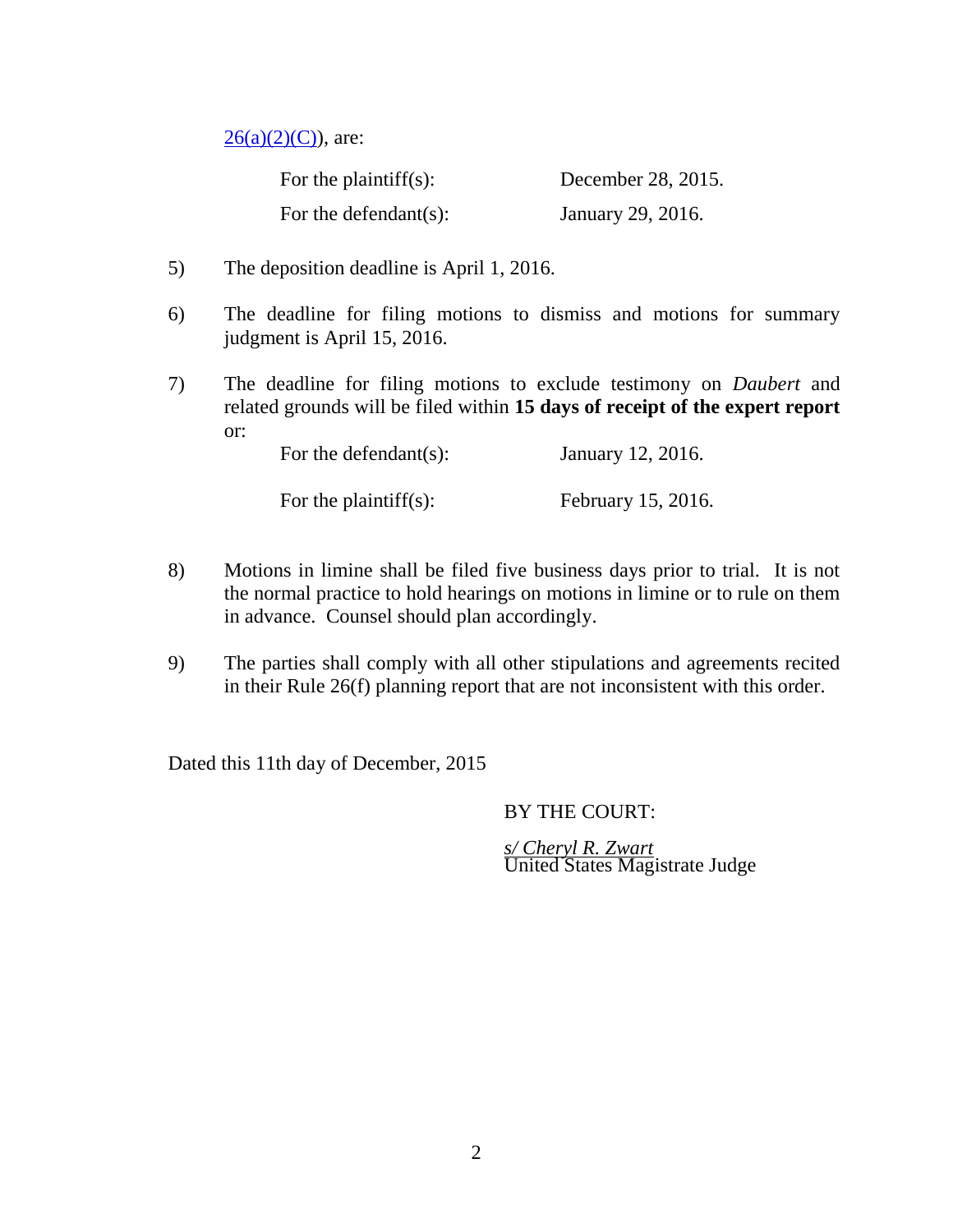26(a)(2)(C)), are:

| | |
|---|---|
| For the plaintiff(s): | December 28, 2015. |
| For the defendant(s): | January 29, 2016. |

5) The deposition deadline is April 1, 2016.

6) The deadline for filing motions to dismiss and motions for summary judgment is April 15, 2016.

7) The deadline for filing motions to exclude testimony on *Daubert* and related grounds will be filed within **15 days of receipt of the expert report** or:

| | |
|---|---|
| For the defendant(s): | January 12, 2016. |
| For the plaintiff(s): | February 15, 2016. |

8) Motions in limine shall be filed five business days prior to trial. It is not the normal practice to hold hearings on motions in limine or to rule on them in advance. Counsel should plan accordingly.

9) The parties shall comply with all other stipulations and agreements recited in their Rule 26(f) planning report that are not inconsistent with this order.

Dated this 11th day of December, 2015

BY THE COURT:

*s/ Cheryl R. Zwart*
United States Magistrate Judge